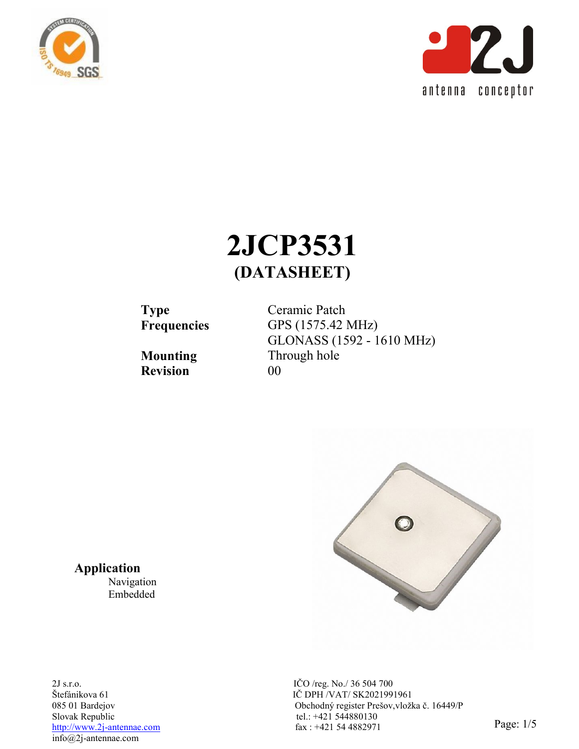# 2JCP3531

## (DATASHEET)

| | |
|---|---|
| **Type** | Ceramic Patch |
| **Frequencies** | GPS (1575.42 MHz) |
| | GLONASS (1592 - 1610 MHz) |
| **Mounting** | Through hole |
| **Revision** | 00 |

**Application**

Navigation
Embedded

2J s.r.o.
Štefánikova 61
085 01 Bardejov
Slovak Republic
http://www.2j-antennae.com
info@2j-antennae.com

IČO /reg. No./ 36 504 700
IČ DPH /VAT/ SK2021991961
Obchodný register Prešov,vložka č. 16449/P
tel.: +421 544880130
fax : +421 54 4882971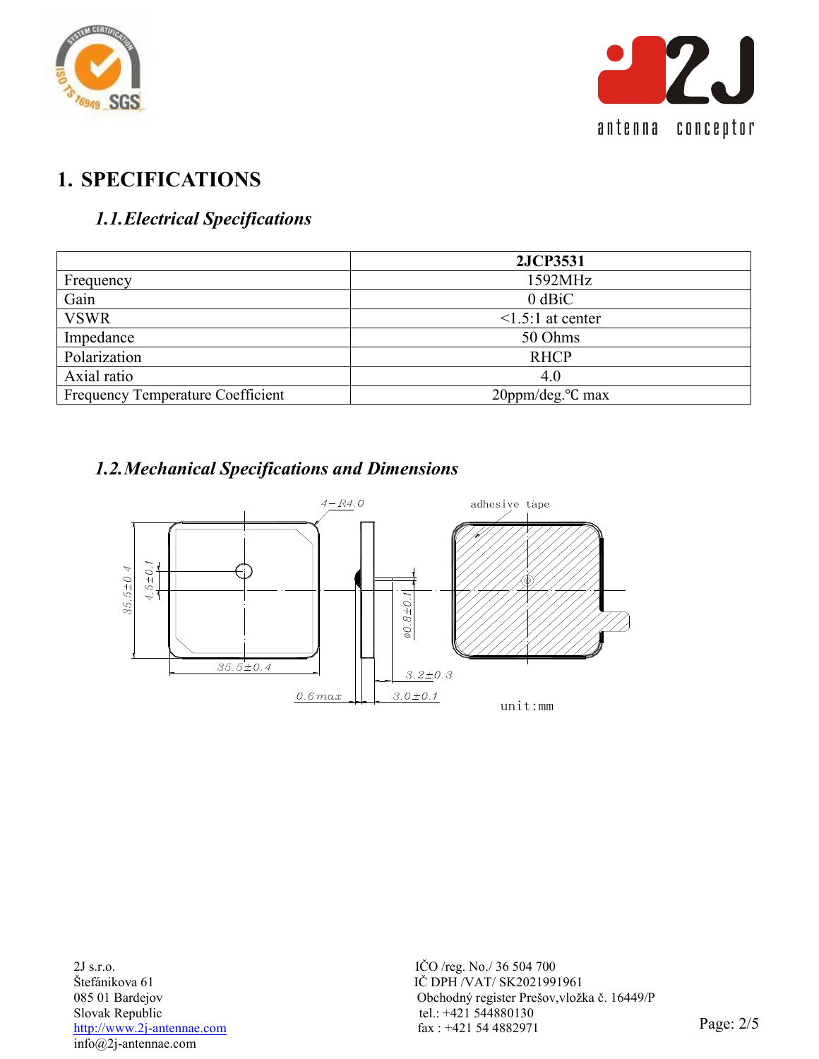# 1. SPECIFICATIONS

## *1.1. Electrical Specifications*

| | **2JCP3531** |
|---|---|
| Frequency | 1592MHz |
| Gain | 0 dBiC |
| VSWR | <1.5:1 at center |
| Impedance | 50 Ohms |
| Polarization | RHCP |
| Axial ratio | 4.0 |
| Frequency Temperature Coefficient | 20ppm/deg.℃ max |

## *1.2. Mechanical Specifications and Dimensions*

4-R4.0

adhesive tape

35.5±0.4

4.5±0.1

35.5±0.4

ø0.8±0.1

3.2±0.3

0.6max

3.0±0.1

unit:mm

2J s.r.o.
Štefánikova 61
085 01 Bardejov
Slovak Republic
http://www.2j-antennae.com
info@2j-antennae.com

IČO /reg. No./ 36 504 700
IČ DPH /VAT/ SK2021991961
Obchodný register Prešov,vložka č. 16449/P
tel.: +421 544880130
fax : +421 54 4882971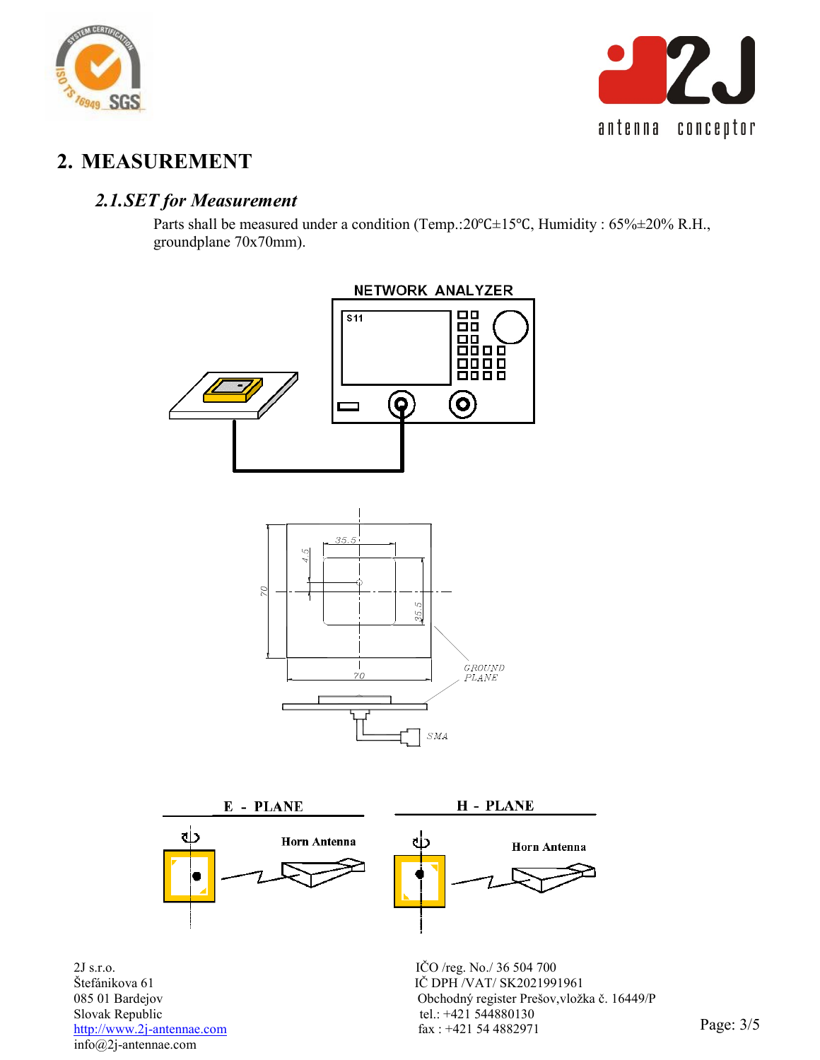## 2. MEASUREMENT

### *2.1. SET for Measurement*

Parts shall be measured under a condition (Temp.:20°C±15°C, Humidity : 65%±20% R.H., groundplane 70x70mm).

NETWORK ANALYZER

S11

35.5

4.5

70

35.5

70

GROUND PLANE

SMA

E - PLANE

Horn Antenna

H - PLANE

Horn Antenna

2J s.r.o.
Štefánikova 61
085 01 Bardejov
Slovak Republic
http://www.2j-antennae.com
info@2j-antennae.com

IČO /reg. No./ 36 504 700
IČ DPH /VAT/ SK2021991961
Obchodný register Prešov,vložka č. 16449/P
tel.: +421 544880130
fax : +421 54 4882971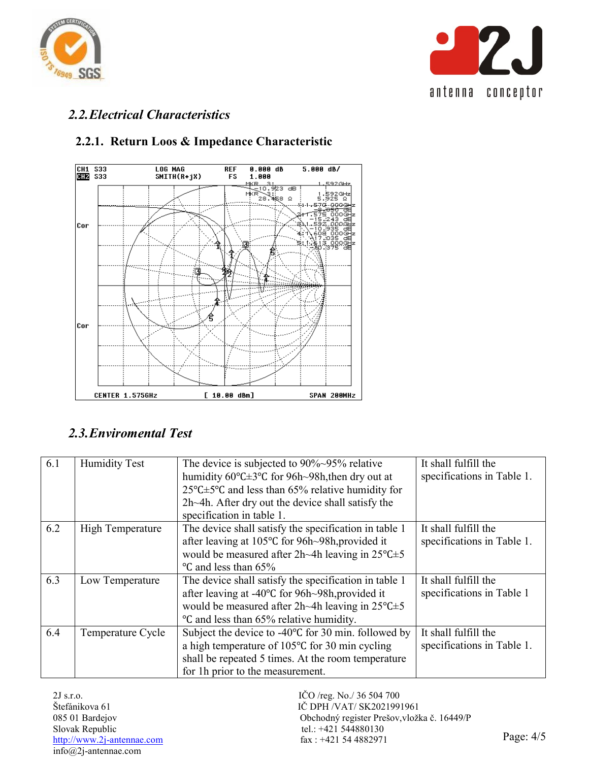## 2.2. Electrical Characteristics

### 2.2.1. Return Loos & Impedance Characteristic

CH1 S33 LOG MAG REF 0.000 dB 5.000 dB/

CH2 S33 SMITH(R+jX) FS 1.000

MKR 3: 1.592GHz −10.923 dB

MKR 3: 1.592GHz 28.458 Ω 5.925 Ω

1: 1.570 000GHz −8.850 dB

2: 1.575 000GHz −15.243 dB

3: 1.592 000GHz −10.935 dB

4: 1.608 000GHz −17.035 dB

5: 1.513 000GHz −30.375 dB

Cor

Cor

CENTER 1.575GHz [ 10.00 dBm] SPAN 200MHz

## 2.3. Enviromental Test

| | | | |
|---|---|---|---|
| 6.1 | Humidity Test | The device is subjected to 90%~95% relative humidity 60℃±3℃ for 96h~98h,then dry out at 25℃±5℃ and less than 65% relative humidity for 2h~4h. After dry out the device shall satisfy the specification in table 1. | It shall fulfill the specifications in Table 1. |
| 6.2 | High Temperature | The device shall satisfy the specification in table 1 after leaving at 105℃ for 96h~98h,provided it would be measured after 2h~4h leaving in 25℃±5 ℃ and less than 65% | It shall fulfill the specifications in Table 1. |
| 6.3 | Low Temperature | The device shall satisfy the specification in table 1 after leaving at -40℃ for 96h~98h,provided it would be measured after 2h~4h leaving in 25℃±5 ℃ and less than 65% relative humidity. | It shall fulfill the specifications in Table 1 |
| 6.4 | Temperature Cycle | Subject the device to -40℃ for 30 min. followed by a high temperature of 105℃ for 30 min cycling shall be repeated 5 times. At the room temperature for 1h prior to the measurement. | It shall fulfill the specifications in Table 1. |

2J s.r.o.
Štefánikova 61
085 01 Bardejov
Slovak Republic
http://www.2j-antennae.com
info@2j-antennae.com

IČO /reg. No./ 36 504 700
IČ DPH /VAT/ SK2021991961
Obchodný register Prešov,vložka č. 16449/P
tel.: +421 544880130
fax : +421 54 4882971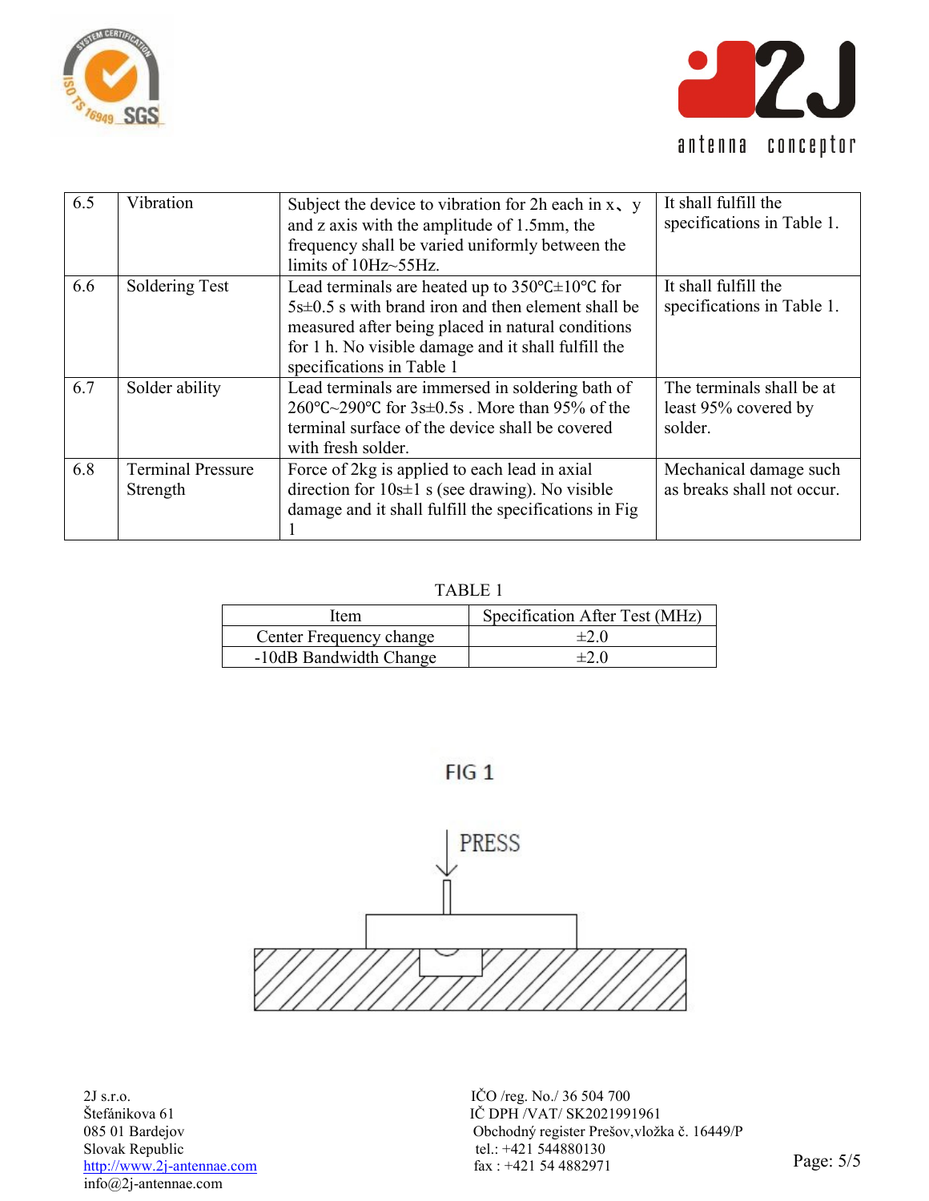| | | | |
|---|---|---|---|
| 6.5 | Vibration | Subject the device to vibration for 2h each in x、y and z axis with the amplitude of 1.5mm, the frequency shall be varied uniformly between the limits of 10Hz~55Hz. | It shall fulfill the specifications in Table 1. |
| 6.6 | Soldering Test | Lead terminals are heated up to 350℃±10℃ for 5s±0.5 s with brand iron and then element shall be measured after being placed in natural conditions for 1 h. No visible damage and it shall fulfill the specifications in Table 1 | It shall fulfill the specifications in Table 1. |
| 6.7 | Solder ability | Lead terminals are immersed in soldering bath of 260℃~290℃ for 3s±0.5s . More than 95% of the terminal surface of the device shall be covered with fresh solder. | The terminals shall be at least 95% covered by solder. |
| 6.8 | Terminal Pressure Strength | Force of 2kg is applied to each lead in axial direction for 10s±1 s (see drawing). No visible damage and it shall fulfill the specifications in Fig 1 | Mechanical damage such as breaks shall not occur. |

TABLE 1

| Item | Specification After Test (MHz) |
|---|---|
| Center Frequency change | ±2.0 |
| -10dB Bandwidth Change | ±2.0 |

FIG 1

PRESS